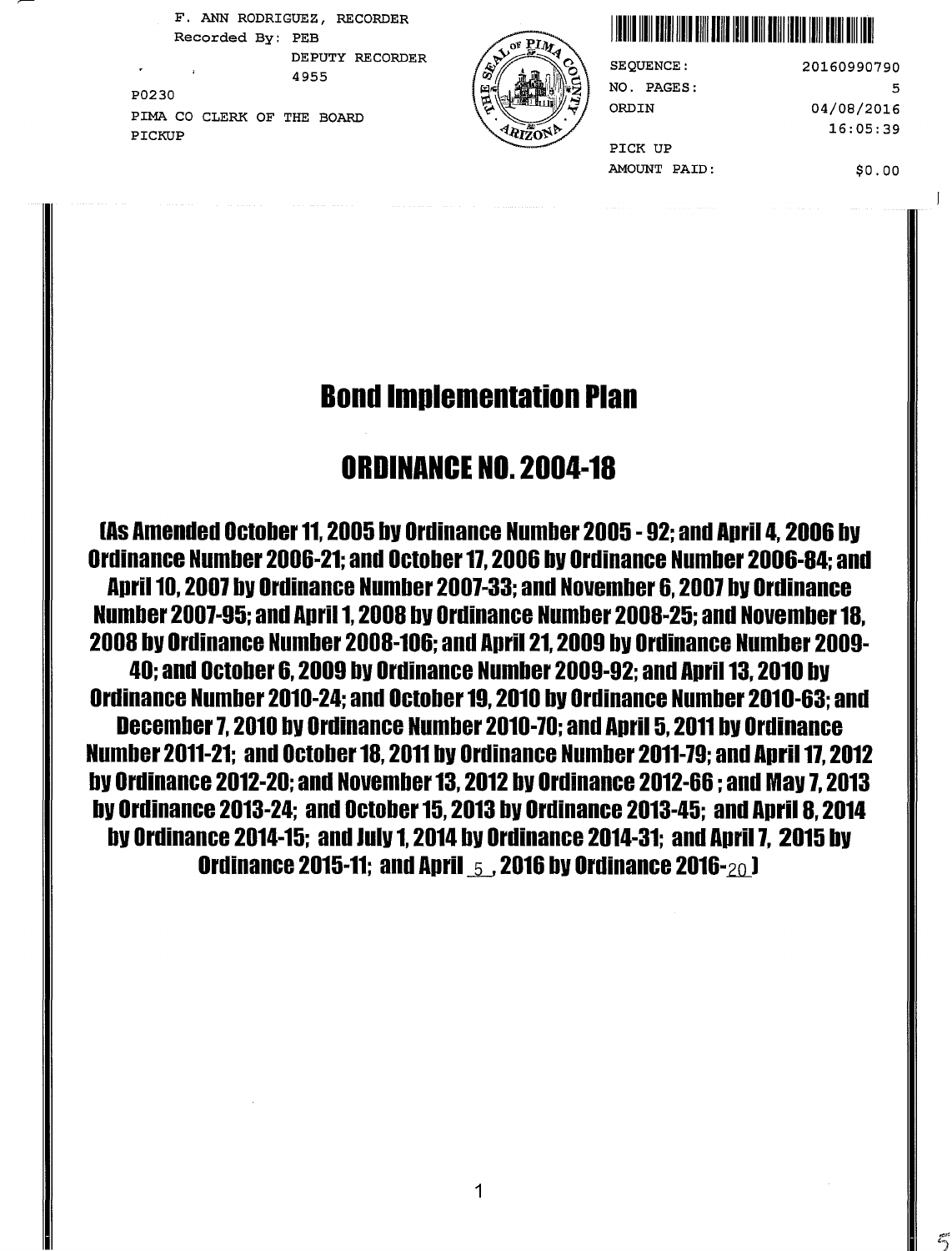F. ANN RODRIGUEZ, RECORDER
Recorded By: PEB
DEPUTY RECORDER
4955
P0230
PIMA CO CLERK OF THE BOARD
PICKUP

SEQUENCE: 20160990790
NO. PAGES: 5
ORDIN 04/08/2016 16:05:39
PICK UP
AMOUNT PAID: $0.00

# Bond Implementation Plan

# ORDINANCE NO. 2004-18

**(As Amended October 11, 2005 by Ordinance Number 2005 - 92; and April 4, 2006 by Ordinance Number 2006-21; and October 17, 2006 by Ordinance Number 2006-84; and April 10, 2007 by Ordinance Number 2007-33; and November 6, 2007 by Ordinance Number 2007-95; and April 1, 2008 by Ordinance Number 2008-25; and November 18, 2008 by Ordinance Number 2008-106; and April 21, 2009 by Ordinance Number 2009-40; and October 6, 2009 by Ordinance Number 2009-92; and April 13, 2010 by Ordinance Number 2010-24; and October 19, 2010 by Ordinance Number 2010-63; and December 7, 2010 by Ordinance Number 2010-70; and April 5, 2011 by Ordinance Number 2011-21; and October 18, 2011 by Ordinance Number 2011-79; and April 17, 2012 by Ordinance 2012-20; and November 13, 2012 by Ordinance 2012-66 ; and May 7, 2013 by Ordinance 2013-24; and October 15, 2013 by Ordinance 2013-45; and April 8, 2014 by Ordinance 2014-15; and July 1, 2014 by Ordinance 2014-31; and April 7, 2015 by Ordinance 2015-11; and April 5, 2016 by Ordinance 2016-20)**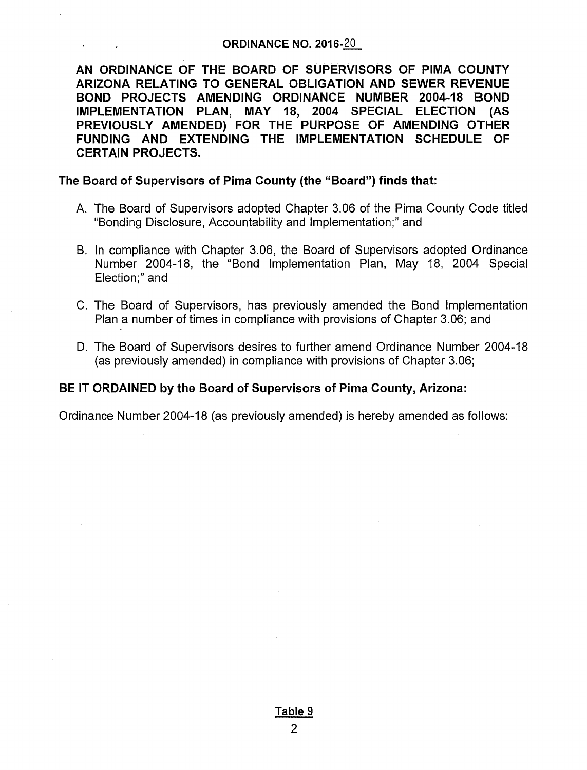# ORDINANCE NO. 2016-20

**AN ORDINANCE OF THE BOARD OF SUPERVISORS OF PIMA COUNTY ARIZONA RELATING TO GENERAL OBLIGATION AND SEWER REVENUE BOND PROJECTS AMENDING ORDINANCE NUMBER 2004-18 BOND IMPLEMENTATION PLAN, MAY 18, 2004 SPECIAL ELECTION (AS PREVIOUSLY AMENDED) FOR THE PURPOSE OF AMENDING OTHER FUNDING AND EXTENDING THE IMPLEMENTATION SCHEDULE OF CERTAIN PROJECTS.**

**The Board of Supervisors of Pima County (the "Board") finds that:**

A. The Board of Supervisors adopted Chapter 3.06 of the Pima County Code titled "Bonding Disclosure, Accountability and Implementation;" and

B. In compliance with Chapter 3.06, the Board of Supervisors adopted Ordinance Number 2004-18, the "Bond Implementation Plan, May 18, 2004 Special Election;" and

C. The Board of Supervisors, has previously amended the Bond Implementation Plan a number of times in compliance with provisions of Chapter 3.06; and

D. The Board of Supervisors desires to further amend Ordinance Number 2004-18 (as previously amended) in compliance with provisions of Chapter 3.06;

**BE IT ORDAINED by the Board of Supervisors of Pima County, Arizona:**

Ordinance Number 2004-18 (as previously amended) is hereby amended as follows:

Table 9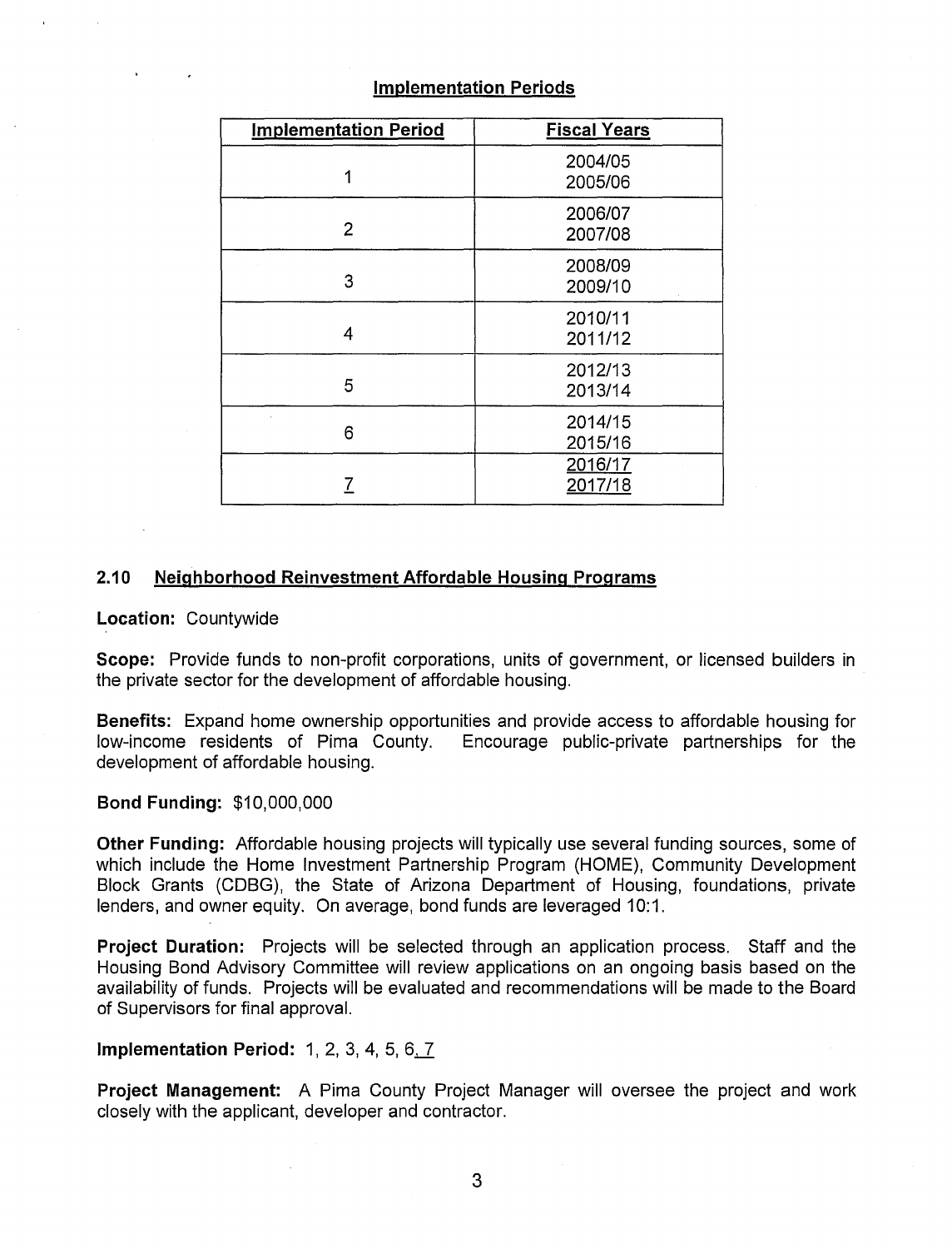## Implementation Periods

| Implementation Period | Fiscal Years |
| --- | --- |
| 1 | 2004/05<br>2005/06 |
| 2 | 2006/07<br>2007/08 |
| 3 | 2008/09<br>2009/10 |
| 4 | 2010/11<br>2011/12 |
| 5 | 2012/13<br>2013/14 |
| 6 | 2014/15<br>2015/16 |
| 7 | 2016/17<br>2017/18 |

### 2.10 Neighborhood Reinvestment Affordable Housing Programs

**Location:** Countywide

**Scope:** Provide funds to non-profit corporations, units of government, or licensed builders in the private sector for the development of affordable housing.

**Benefits:** Expand home ownership opportunities and provide access to affordable housing for low-income residents of Pima County. Encourage public-private partnerships for the development of affordable housing.

**Bond Funding:** $10,000,000

**Other Funding:** Affordable housing projects will typically use several funding sources, some of which include the Home Investment Partnership Program (HOME), Community Development Block Grants (CDBG), the State of Arizona Department of Housing, foundations, private lenders, and owner equity. On average, bond funds are leveraged 10:1.

**Project Duration:** Projects will be selected through an application process. Staff and the Housing Bond Advisory Committee will review applications on an ongoing basis based on the availability of funds. Projects will be evaluated and recommendations will be made to the Board of Supervisors for final approval.

**Implementation Period:** 1, 2, 3, 4, 5, 6, 7

**Project Management:** A Pima County Project Manager will oversee the project and work closely with the applicant, developer and contractor.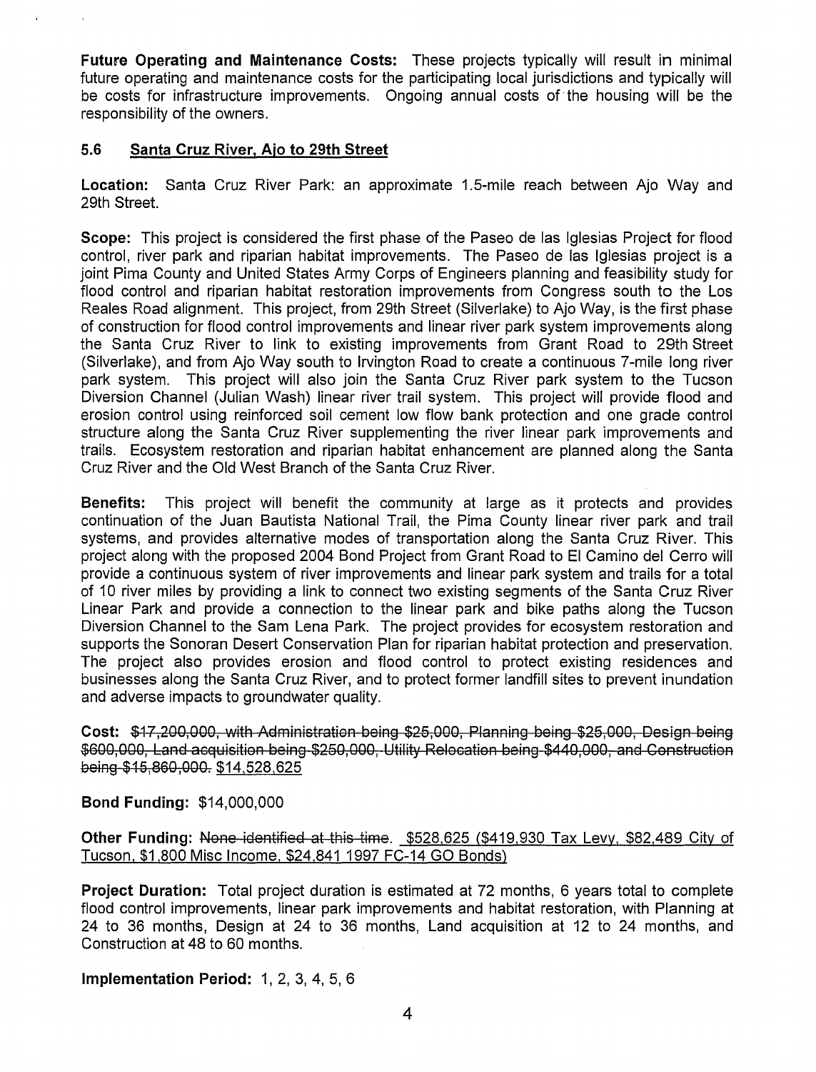**Future Operating and Maintenance Costs:** These projects typically will result in minimal future operating and maintenance costs for the participating local jurisdictions and typically will be costs for infrastructure improvements. Ongoing annual costs of the housing will be the responsibility of the owners.

### 5.6 Santa Cruz River, Ajo to 29th Street

**Location:** Santa Cruz River Park: an approximate 1.5-mile reach between Ajo Way and 29th Street.

**Scope:** This project is considered the first phase of the Paseo de las Iglesias Project for flood control, river park and riparian habitat improvements. The Paseo de las Iglesias project is a joint Pima County and United States Army Corps of Engineers planning and feasibility study for flood control and riparian habitat restoration improvements from Congress south to the Los Reales Road alignment. This project, from 29th Street (Silverlake) to Ajo Way, is the first phase of construction for flood control improvements and linear river park system improvements along the Santa Cruz River to link to existing improvements from Grant Road to 29th Street (Silverlake), and from Ajo Way south to Irvington Road to create a continuous 7-mile long river park system. This project will also join the Santa Cruz River park system to the Tucson Diversion Channel (Julian Wash) linear river trail system. This project will provide flood and erosion control using reinforced soil cement low flow bank protection and one grade control structure along the Santa Cruz River supplementing the river linear park improvements and trails. Ecosystem restoration and riparian habitat enhancement are planned along the Santa Cruz River and the Old West Branch of the Santa Cruz River.

**Benefits:** This project will benefit the community at large as it protects and provides continuation of the Juan Bautista National Trail, the Pima County linear river park and trail systems, and provides alternative modes of transportation along the Santa Cruz River. This project along with the proposed 2004 Bond Project from Grant Road to El Camino del Cerro will provide a continuous system of river improvements and linear park system and trails for a total of 10 river miles by providing a link to connect two existing segments of the Santa Cruz River Linear Park and provide a connection to the linear park and bike paths along the Tucson Diversion Channel to the Sam Lena Park. The project provides for ecosystem restoration and supports the Sonoran Desert Conservation Plan for riparian habitat protection and preservation. The project also provides erosion and flood control to protect existing residences and businesses along the Santa Cruz River, and to protect former landfill sites to prevent inundation and adverse impacts to groundwater quality.

**Cost:** ~~$17,200,000, with Administration being $25,000, Planning being $25,000, Design being $600,000, Land acquisition being $250,000, Utility Relocation being $440,000, and Construction being $15,860,000.~~ <u>$14,528,625</u>

**Bond Funding:** $14,000,000

**Other Funding:** ~~None identified at this time.~~ <u>$528,625 ($419,930 Tax Levy, $82,489 City of Tucson, $1,800 Misc Income, $24,841 1997 FC-14 GO Bonds)</u>

**Project Duration:** Total project duration is estimated at 72 months, 6 years total to complete flood control improvements, linear park improvements and habitat restoration, with Planning at 24 to 36 months, Design at 24 to 36 months, Land acquisition at 12 to 24 months, and Construction at 48 to 60 months.

**Implementation Period:** 1, 2, 3, 4, 5, 6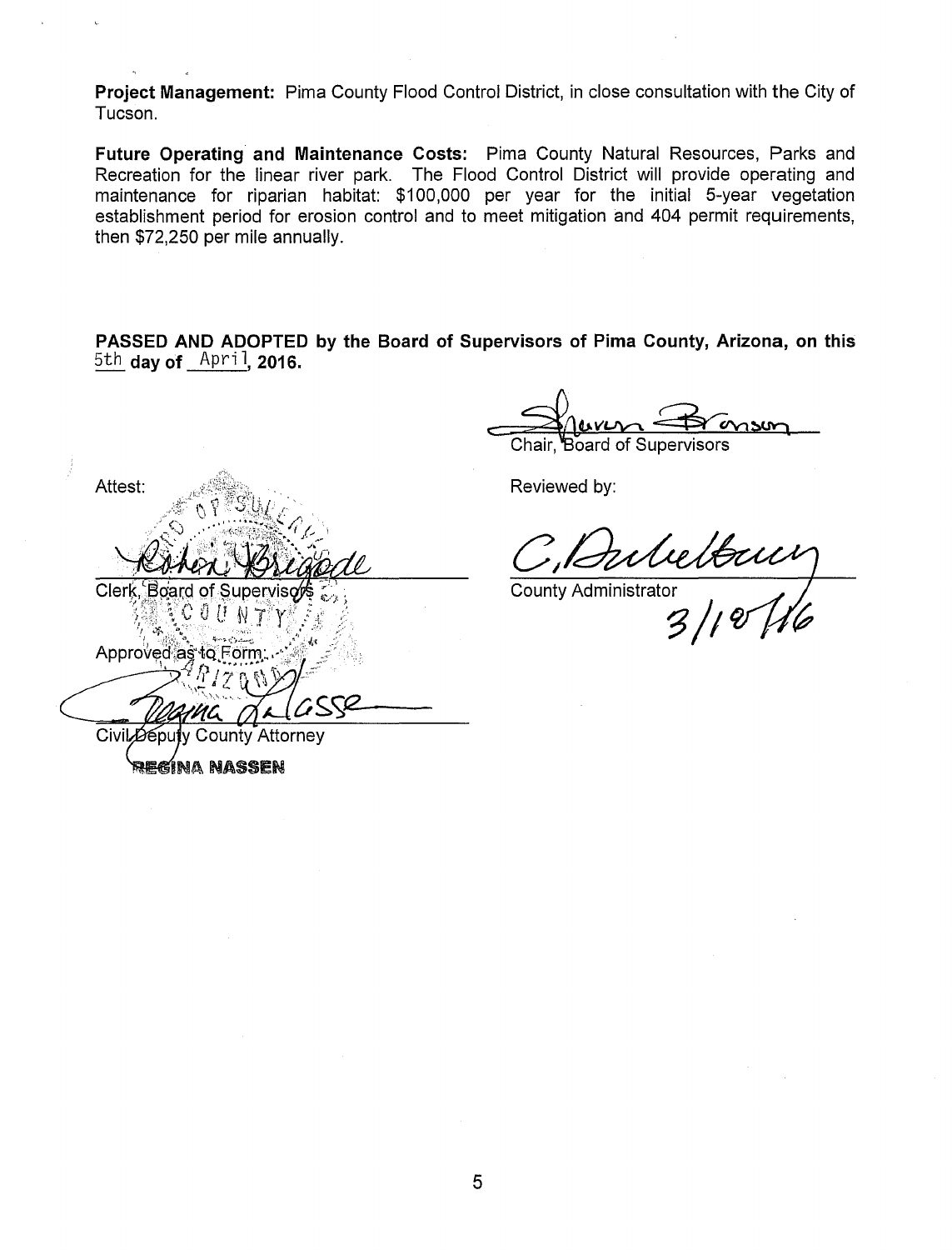**Project Management:** Pima County Flood Control District, in close consultation with the City of Tucson.

**Future Operating and Maintenance Costs:** Pima County Natural Resources, Parks and Recreation for the linear river park. The Flood Control District will provide operating and maintenance for riparian habitat: $100,000 per year for the initial 5-year vegetation establishment period for erosion control and to meet mitigation and 404 permit requirements, then $72,250 per mile annually.

**PASSED AND ADOPTED by the Board of Supervisors of Pima County, Arizona, on this 5th day of April, 2016.**

Chair, Board of Supervisors

Attest:

Clerk, Board of Supervisors

Reviewed by:

County Administrator

3/18/16

Approved as to Form:

Civil Deputy County Attorney

REGINA NASSEN